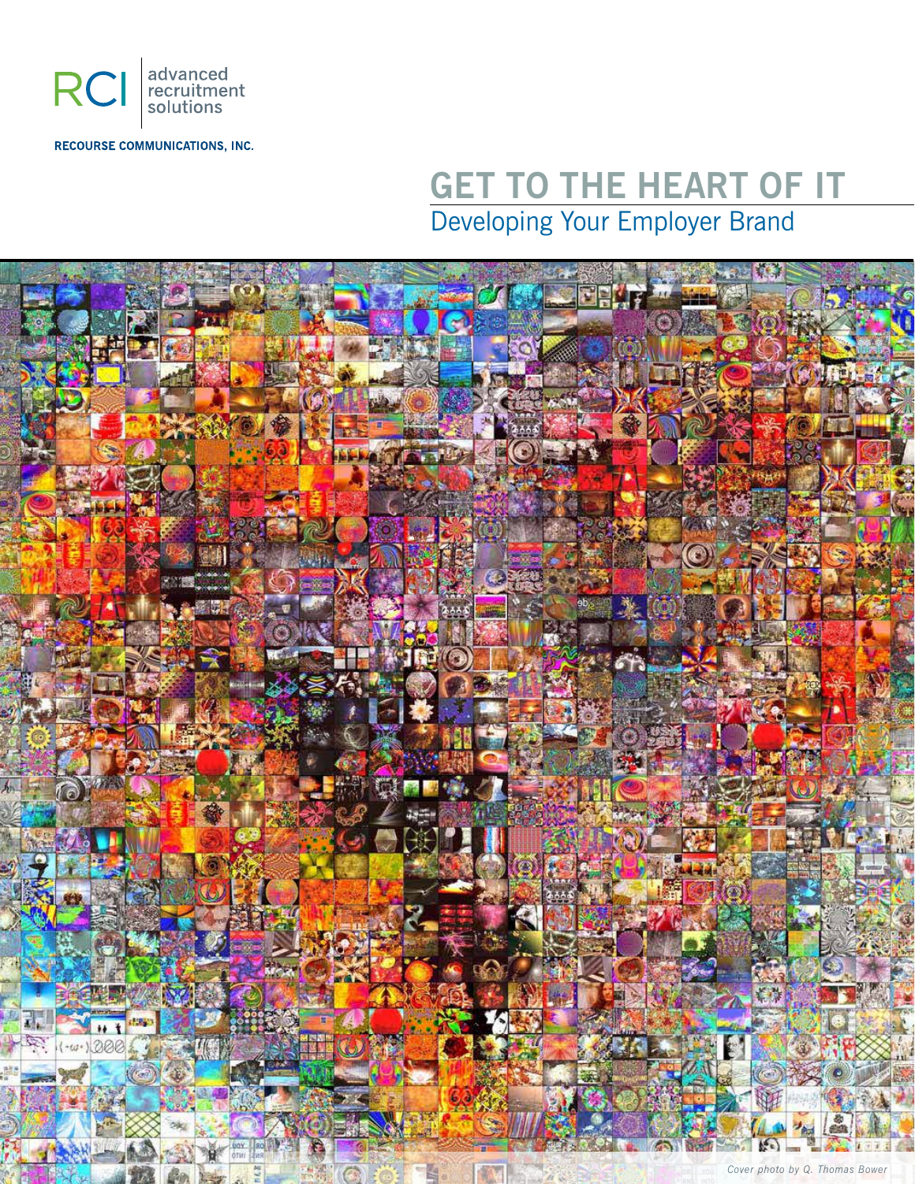RCI | advanced recruitment solutions

RECOURSE COMMUNICATIONS, INC.

# GET TO THE HEART OF IT

## Developing Your Employer Brand

*Cover photo by Q. Thomas Bower*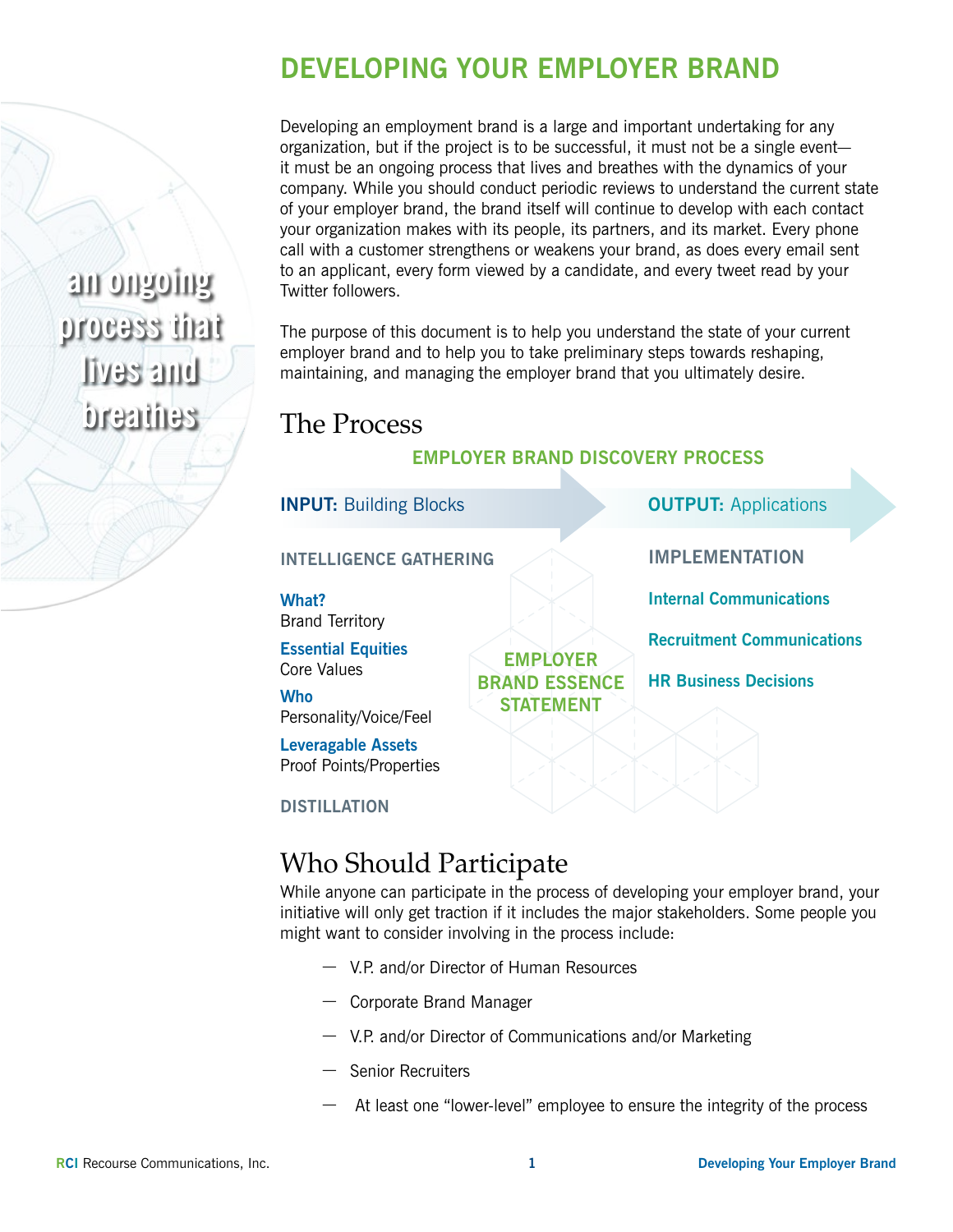# DEVELOPING YOUR EMPLOYER BRAND

an ongoing process that lives and breathes

Developing an employment brand is a large and important undertaking for any organization, but if the project is to be successful, it must not be a single event—it must be an ongoing process that lives and breathes with the dynamics of your company. While you should conduct periodic reviews to understand the current state of your employer brand, the brand itself will continue to develop with each contact your organization makes with its people, its partners, and its market. Every phone call with a customer strengthens or weakens your brand, as does every email sent to an applicant, every form viewed by a candidate, and every tweet read by your Twitter followers.

The purpose of this document is to help you understand the state of your current employer brand and to help you to take preliminary steps towards reshaping, maintaining, and managing the employer brand that you ultimately desire.

## The Process

### EMPLOYER BRAND DISCOVERY PROCESS

**INPUT:** Building Blocks

INTELLIGENCE GATHERING

**What?**
Brand Territory

**Essential Equities**
Core Values

**Who**
Personality/Voice/Feel

**Leveragable Assets**
Proof Points/Properties

DISTILLATION

**EMPLOYER BRAND ESSENCE STATEMENT**

**OUTPUT:** Applications

IMPLEMENTATION

**Internal Communications**

**Recruitment Communications**

**HR Business Decisions**

## Who Should Participate

While anyone can participate in the process of developing your employer brand, your initiative will only get traction if it includes the major stakeholders. Some people you might want to consider involving in the process include:

- V.P. and/or Director of Human Resources
- Corporate Brand Manager
- V.P. and/or Director of Communications and/or Marketing
- Senior Recruiters
- At least one "lower-level" employee to ensure the integrity of the process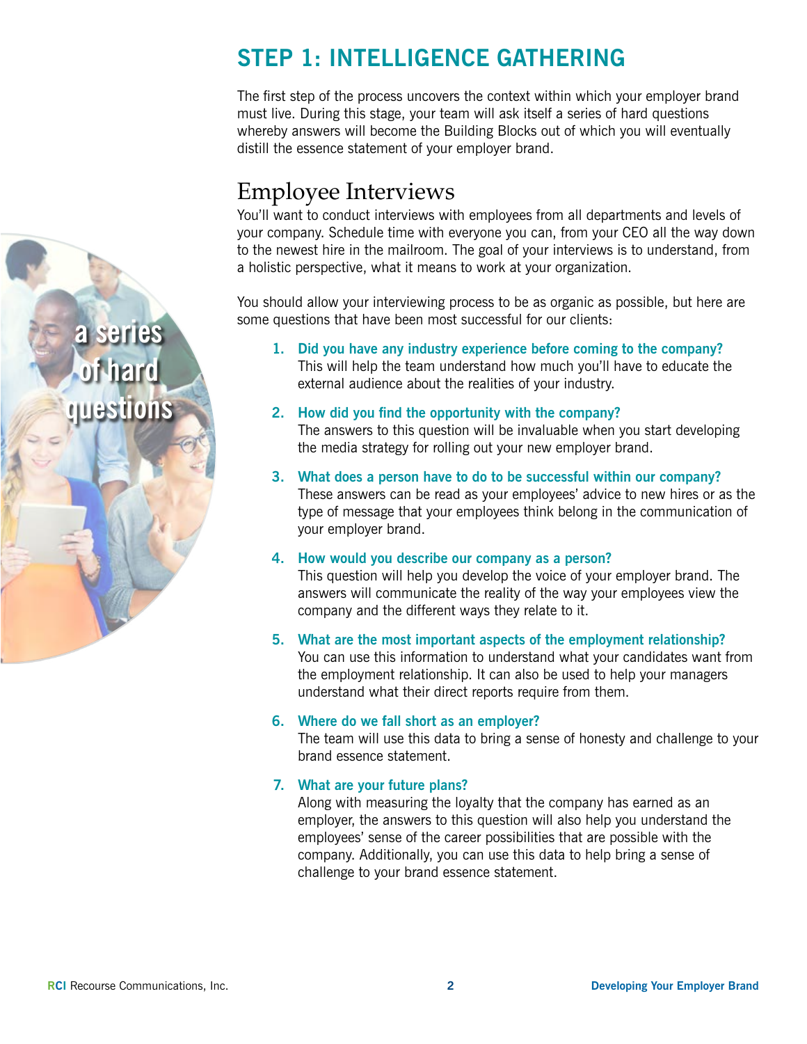# STEP 1: INTELLIGENCE GATHERING

The first step of the process uncovers the context within which your employer brand must live. During this stage, your team will ask itself a series of hard questions whereby answers will become the Building Blocks out of which you will eventually distill the essence statement of your employer brand.

## Employee Interviews

You'll want to conduct interviews with employees from all departments and levels of your company. Schedule time with everyone you can, from your CEO all the way down to the newest hire in the mailroom. The goal of your interviews is to understand, from a holistic perspective, what it means to work at your organization.

You should allow your interviewing process to be as organic as possible, but here are some questions that have been most successful for our clients:

1. **Did you have any industry experience before coming to the company?**
   This will help the team understand how much you'll have to educate the external audience about the realities of your industry.

2. **How did you find the opportunity with the company?**
   The answers to this question will be invaluable when you start developing the media strategy for rolling out your new employer brand.

3. **What does a person have to do to be successful within our company?**
   These answers can be read as your employees' advice to new hires or as the type of message that your employees think belong in the communication of your employer brand.

4. **How would you describe our company as a person?**
   This question will help you develop the voice of your employer brand. The answers will communicate the reality of the way your employees view the company and the different ways they relate to it.

5. **What are the most important aspects of the employment relationship?**
   You can use this information to understand what your candidates want from the employment relationship. It can also be used to help your managers understand what their direct reports require from them.

6. **Where do we fall short as an employer?**
   The team will use this data to bring a sense of honesty and challenge to your brand essence statement.

7. **What are your future plans?**
   Along with measuring the loyalty that the company has earned as an employer, the answers to this question will also help you understand the employees' sense of the career possibilities that are possible with the company. Additionally, you can use this data to help bring a sense of challenge to your brand essence statement.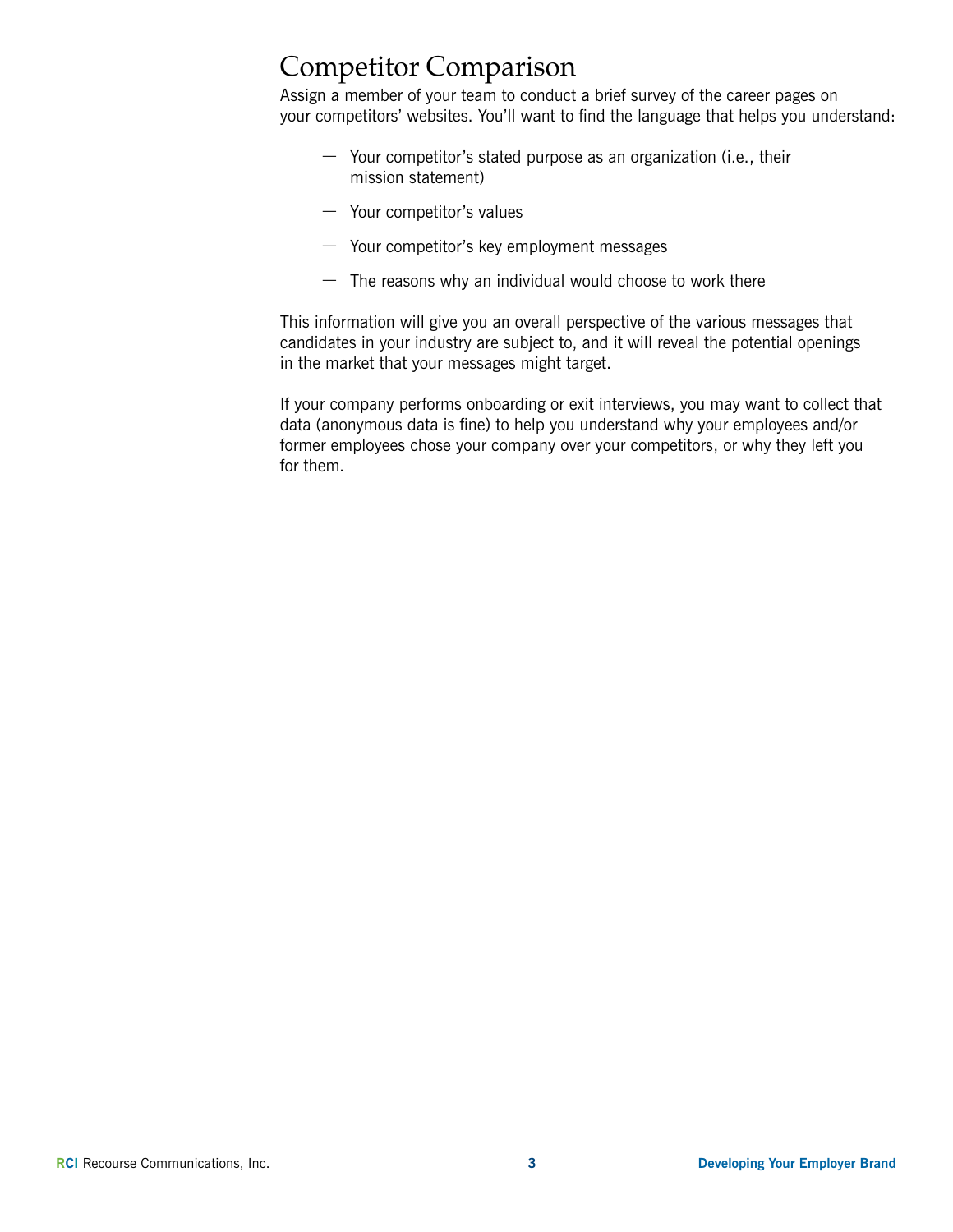## Competitor Comparison

Assign a member of your team to conduct a brief survey of the career pages on your competitors' websites. You'll want to find the language that helps you understand:

- Your competitor's stated purpose as an organization (i.e., their mission statement)
- Your competitor's values
- Your competitor's key employment messages
- The reasons why an individual would choose to work there

This information will give you an overall perspective of the various messages that candidates in your industry are subject to, and it will reveal the potential openings in the market that your messages might target.

If your company performs onboarding or exit interviews, you may want to collect that data (anonymous data is fine) to help you understand why your employees and/or former employees chose your company over your competitors, or why they left you for them.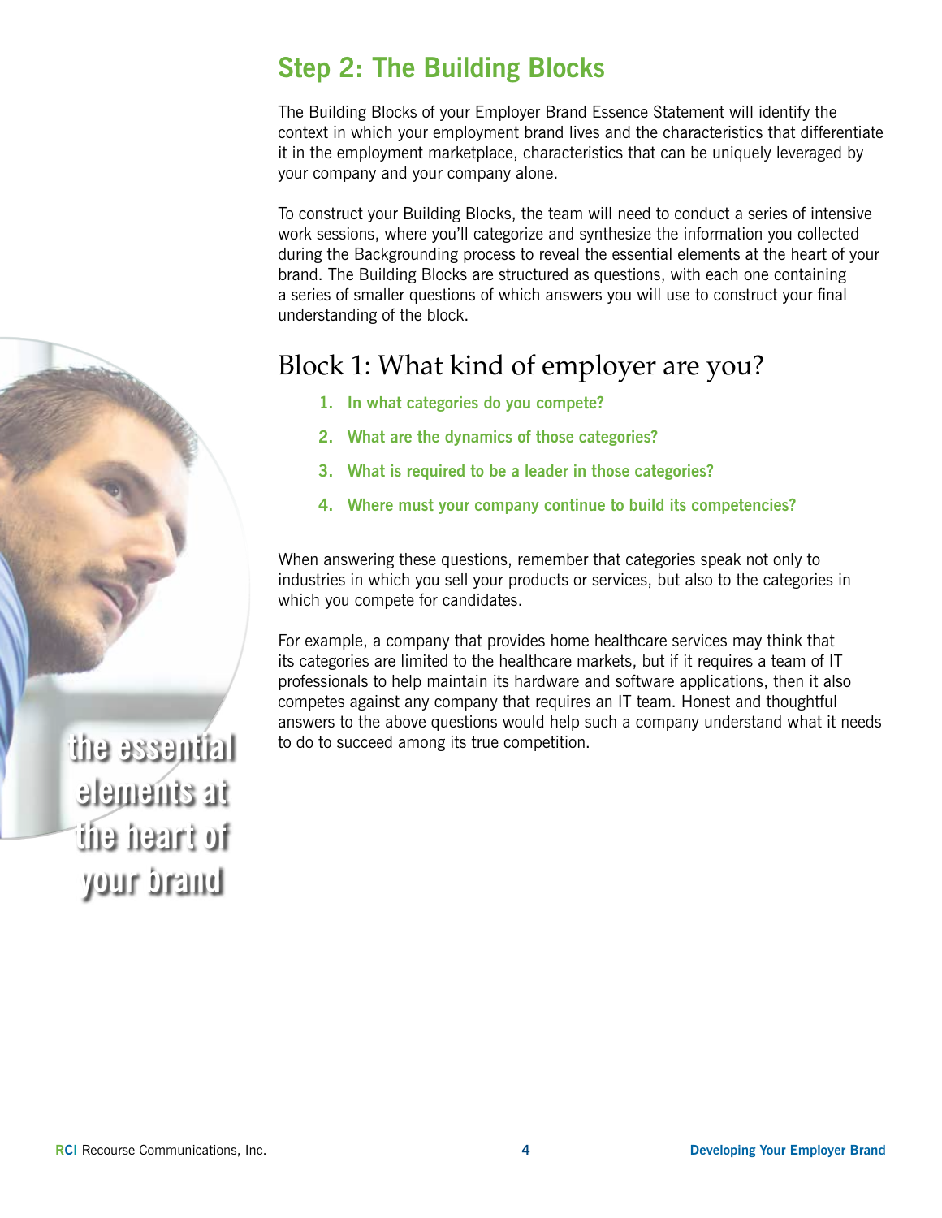## Step 2: The Building Blocks

The Building Blocks of your Employer Brand Essence Statement will identify the context in which your employment brand lives and the characteristics that differentiate it in the employment marketplace, characteristics that can be uniquely leveraged by your company and your company alone.

To construct your Building Blocks, the team will need to conduct a series of intensive work sessions, where you'll categorize and synthesize the information you collected during the Backgrounding process to reveal the essential elements at the heart of your brand. The Building Blocks are structured as questions, with each one containing a series of smaller questions of which answers you will use to construct your final understanding of the block.

the essential elements at the heart of your brand

### Block 1: What kind of employer are you?

1. **In what categories do you compete?**
2. **What are the dynamics of those categories?**
3. **What is required to be a leader in those categories?**
4. **Where must your company continue to build its competencies?**

When answering these questions, remember that categories speak not only to industries in which you sell your products or services, but also to the categories in which you compete for candidates.

For example, a company that provides home healthcare services may think that its categories are limited to the healthcare markets, but if it requires a team of IT professionals to help maintain its hardware and software applications, then it also competes against any company that requires an IT team. Honest and thoughtful answers to the above questions would help such a company understand what it needs to do to succeed among its true competition.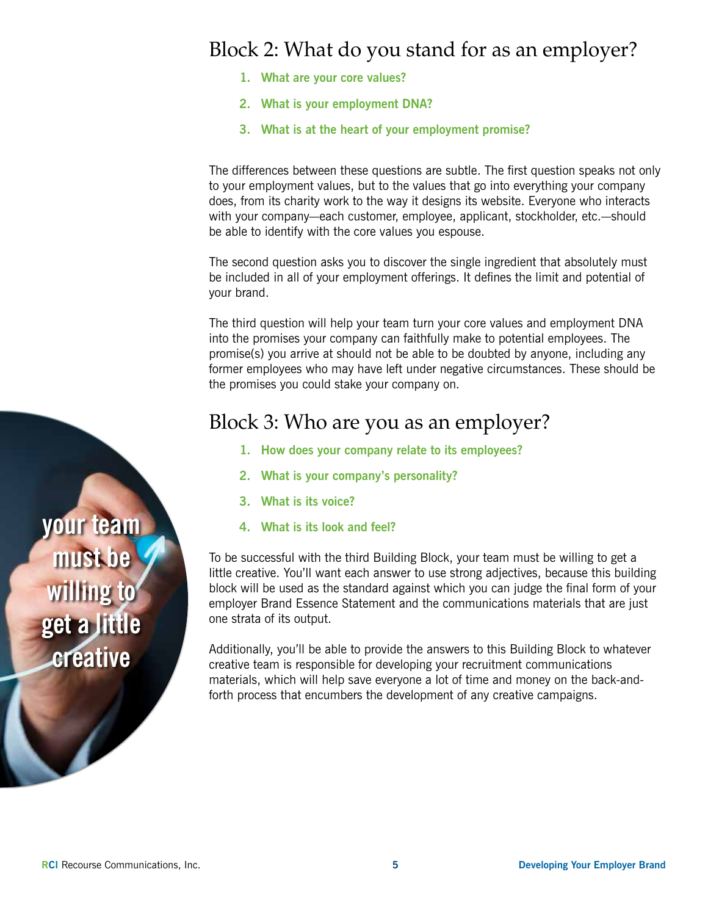## Block 2: What do you stand for as an employer?

1. **What are your core values?**
2. **What is your employment DNA?**
3. **What is at the heart of your employment promise?**

The differences between these questions are subtle. The first question speaks not only to your employment values, but to the values that go into everything your company does, from its charity work to the way it designs its website. Everyone who interacts with your company—each customer, employee, applicant, stockholder, etc.—should be able to identify with the core values you espouse.

The second question asks you to discover the single ingredient that absolutely must be included in all of your employment offerings. It defines the limit and potential of your brand.

The third question will help your team turn your core values and employment DNA into the promises your company can faithfully make to potential employees. The promise(s) you arrive at should not be able to be doubted by anyone, including any former employees who may have left under negative circumstances. These should be the promises you could stake your company on.

## Block 3: Who are you as an employer?

1. **How does your company relate to its employees?**
2. **What is your company's personality?**
3. **What is its voice?**
4. **What is its look and feel?**

your team must be willing to get a little creative

To be successful with the third Building Block, your team must be willing to get a little creative. You'll want each answer to use strong adjectives, because this building block will be used as the standard against which you can judge the final form of your employer Brand Essence Statement and the communications materials that are just one strata of its output.

Additionally, you'll be able to provide the answers to this Building Block to whatever creative team is responsible for developing your recruitment communications materials, which will help save everyone a lot of time and money on the back-and-forth process that encumbers the development of any creative campaigns.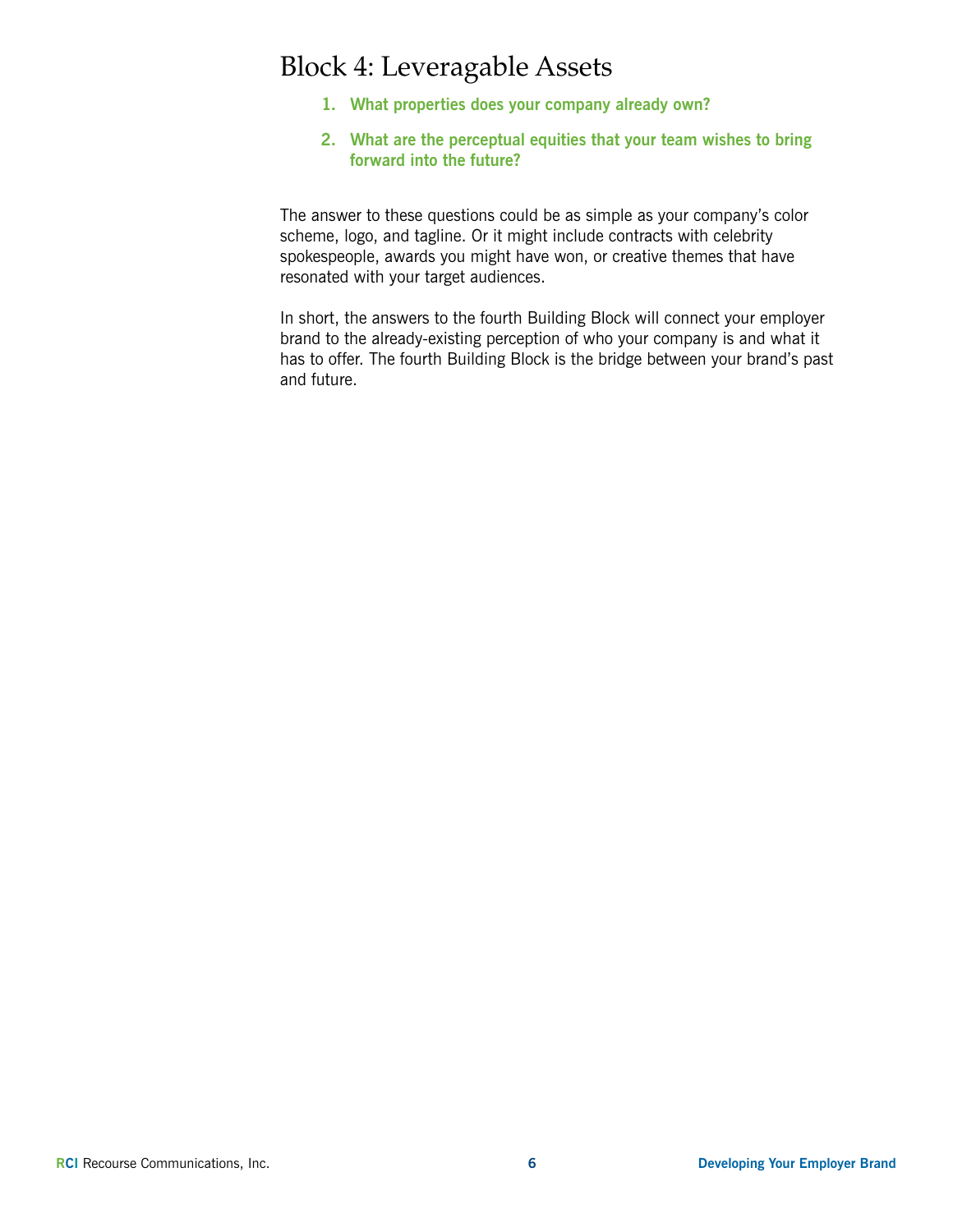# Block 4: Leveragable Assets

1. **What properties does your company already own?**
2. **What are the perceptual equities that your team wishes to bring forward into the future?**

The answer to these questions could be as simple as your company's color scheme, logo, and tagline. Or it might include contracts with celebrity spokespeople, awards you might have won, or creative themes that have resonated with your target audiences.

In short, the answers to the fourth Building Block will connect your employer brand to the already-existing perception of who your company is and what it has to offer. The fourth Building Block is the bridge between your brand's past and future.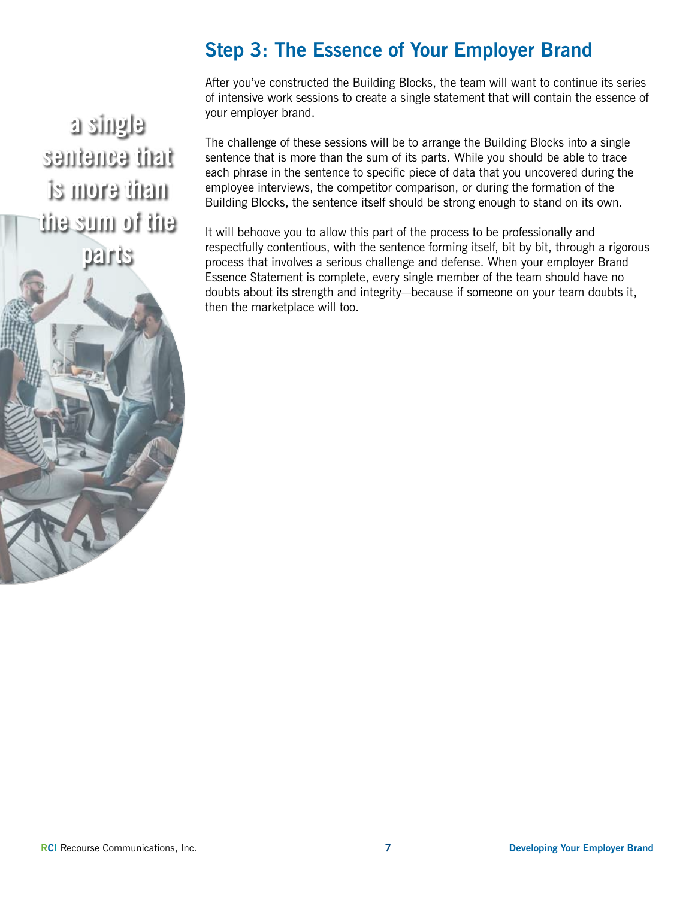## Step 3: The Essence of Your Employer Brand

a single sentence that is more than the sum of the parts

After you've constructed the Building Blocks, the team will want to continue its series of intensive work sessions to create a single statement that will contain the essence of your employer brand.

The challenge of these sessions will be to arrange the Building Blocks into a single sentence that is more than the sum of its parts. While you should be able to trace each phrase in the sentence to specific piece of data that you uncovered during the employee interviews, the competitor comparison, or during the formation of the Building Blocks, the sentence itself should be strong enough to stand on its own.

It will behoove you to allow this part of the process to be professionally and respectfully contentious, with the sentence forming itself, bit by bit, through a rigorous process that involves a serious challenge and defense. When your employer Brand Essence Statement is complete, every single member of the team should have no doubts about its strength and integrity—because if someone on your team doubts it, then the marketplace will too.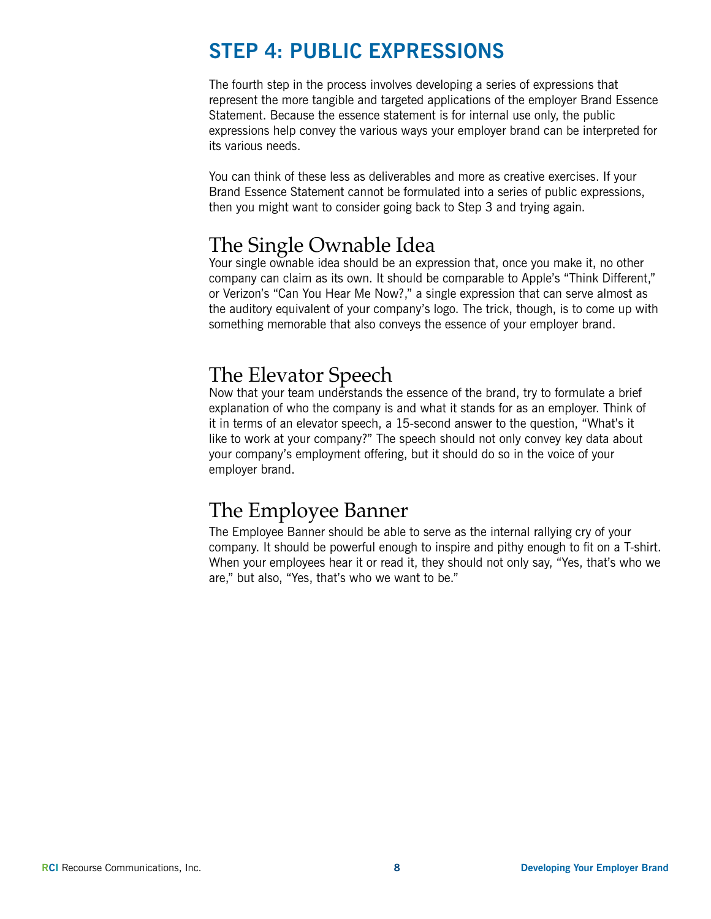# STEP 4: PUBLIC EXPRESSIONS

The fourth step in the process involves developing a series of expressions that represent the more tangible and targeted applications of the employer Brand Essence Statement. Because the essence statement is for internal use only, the public expressions help convey the various ways your employer brand can be interpreted for its various needs.

You can think of these less as deliverables and more as creative exercises. If your Brand Essence Statement cannot be formulated into a series of public expressions, then you might want to consider going back to Step 3 and trying again.

## The Single Ownable Idea

Your single ownable idea should be an expression that, once you make it, no other company can claim as its own. It should be comparable to Apple's "Think Different," or Verizon's "Can You Hear Me Now?," a single expression that can serve almost as the auditory equivalent of your company's logo. The trick, though, is to come up with something memorable that also conveys the essence of your employer brand.

## The Elevator Speech

Now that your team understands the essence of the brand, try to formulate a brief explanation of who the company is and what it stands for as an employer. Think of it in terms of an elevator speech, a 15-second answer to the question, "What's it like to work at your company?" The speech should not only convey key data about your company's employment offering, but it should do so in the voice of your employer brand.

## The Employee Banner

The Employee Banner should be able to serve as the internal rallying cry of your company. It should be powerful enough to inspire and pithy enough to fit on a T-shirt. When your employees hear it or read it, they should not only say, "Yes, that's who we are," but also, "Yes, that's who we want to be."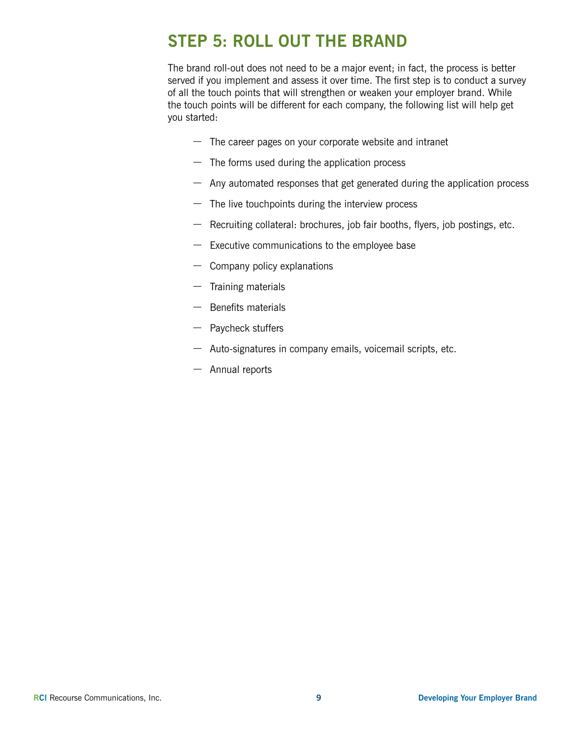## STEP 5: ROLL OUT THE BRAND

The brand roll-out does not need to be a major event; in fact, the process is better served if you implement and assess it over time. The first step is to conduct a survey of all the touch points that will strengthen or weaken your employer brand. While the touch points will be different for each company, the following list will help get you started:

- The career pages on your corporate website and intranet
- The forms used during the application process
- Any automated responses that get generated during the application process
- The live touchpoints during the interview process
- Recruiting collateral: brochures, job fair booths, flyers, job postings, etc.
- Executive communications to the employee base
- Company policy explanations
- Training materials
- Benefits materials
- Paycheck stuffers
- Auto-signatures in company emails, voicemail scripts, etc.
- Annual reports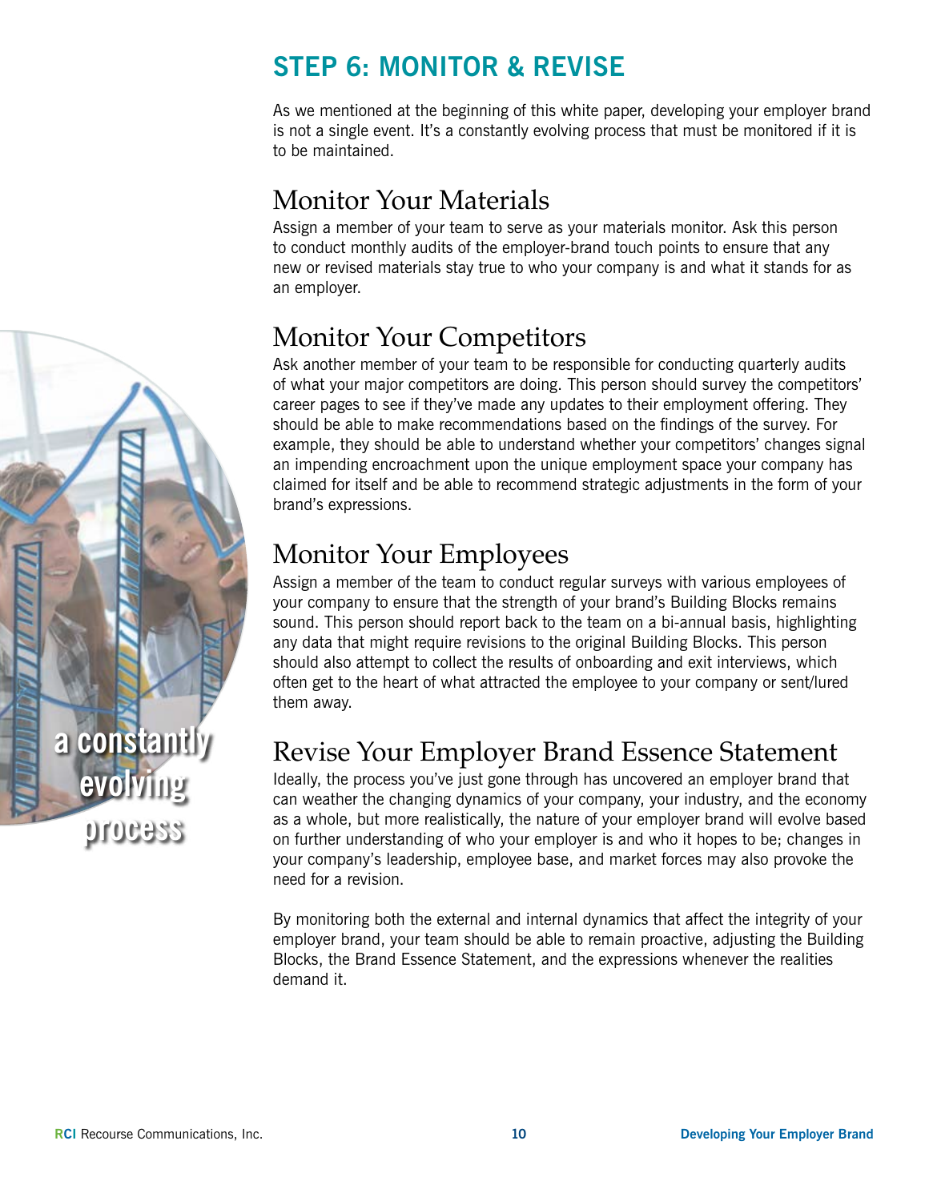## STEP 6: MONITOR & REVISE

As we mentioned at the beginning of this white paper, developing your employer brand is not a single event. It's a constantly evolving process that must be monitored if it is to be maintained.

### Monitor Your Materials

Assign a member of your team to serve as your materials monitor. Ask this person to conduct monthly audits of the employer-brand touch points to ensure that any new or revised materials stay true to who your company is and what it stands for as an employer.

### Monitor Your Competitors

Ask another member of your team to be responsible for conducting quarterly audits of what your major competitors are doing. This person should survey the competitors' career pages to see if they've made any updates to their employment offering. They should be able to make recommendations based on the findings of the survey. For example, they should be able to understand whether your competitors' changes signal an impending encroachment upon the unique employment space your company has claimed for itself and be able to recommend strategic adjustments in the form of your brand's expressions.

### Monitor Your Employees

Assign a member of the team to conduct regular surveys with various employees of your company to ensure that the strength of your brand's Building Blocks remains sound. This person should report back to the team on a bi-annual basis, highlighting any data that might require revisions to the original Building Blocks. This person should also attempt to collect the results of onboarding and exit interviews, which often get to the heart of what attracted the employee to your company or sent/lured them away.

### Revise Your Employer Brand Essence Statement

Ideally, the process you've just gone through has uncovered an employer brand that can weather the changing dynamics of your company, your industry, and the economy as a whole, but more realistically, the nature of your employer brand will evolve based on further understanding of who your employer is and who it hopes to be; changes in your company's leadership, employee base, and market forces may also provoke the need for a revision.

By monitoring both the external and internal dynamics that affect the integrity of your employer brand, your team should be able to remain proactive, adjusting the Building Blocks, the Brand Essence Statement, and the expressions whenever the realities demand it.

a constantly evolving process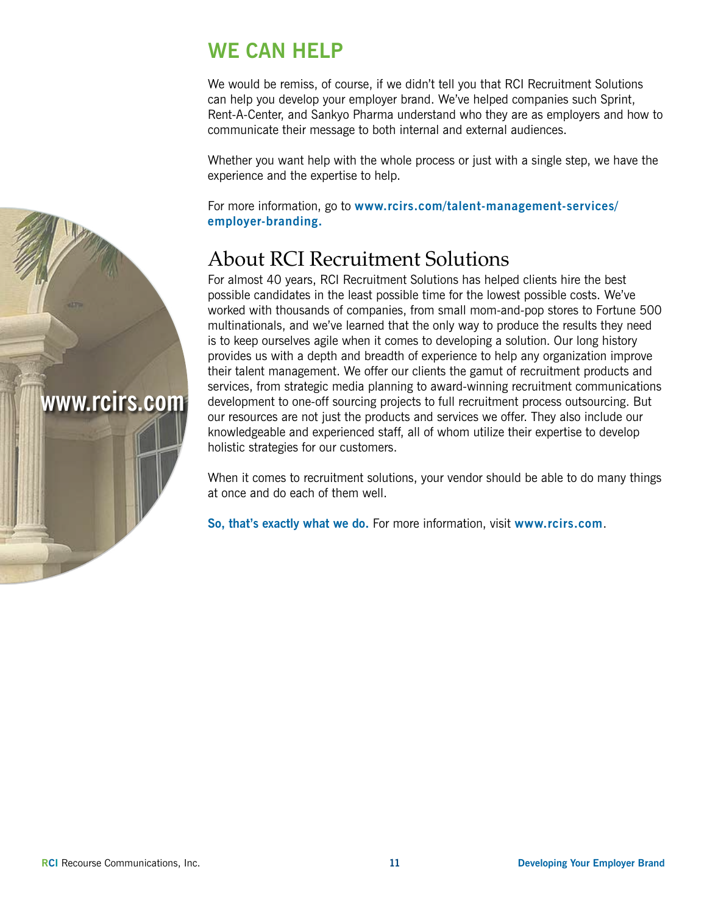## WE CAN HELP

We would be remiss, of course, if we didn't tell you that RCI Recruitment Solutions can help you develop your employer brand. We've helped companies such Sprint, Rent-A-Center, and Sankyo Pharma understand who they are as employers and how to communicate their message to both internal and external audiences.

Whether you want help with the whole process or just with a single step, we have the experience and the expertise to help.

For more information, go to **www.rcirs.com/talent-management-services/employer-branding.**

www.rcirs.com

## About RCI Recruitment Solutions

For almost 40 years, RCI Recruitment Solutions has helped clients hire the best possible candidates in the least possible time for the lowest possible costs. We've worked with thousands of companies, from small mom-and-pop stores to Fortune 500 multinationals, and we've learned that the only way to produce the results they need is to keep ourselves agile when it comes to developing a solution. Our long history provides us with a depth and breadth of experience to help any organization improve their talent management. We offer our clients the gamut of recruitment products and services, from strategic media planning to award-winning recruitment communications development to one-off sourcing projects to full recruitment process outsourcing. But our resources are not just the products and services we offer. They also include our knowledgeable and experienced staff, all of whom utilize their expertise to develop holistic strategies for our customers.

When it comes to recruitment solutions, your vendor should be able to do many things at once and do each of them well.

**So, that's exactly what we do.** For more information, visit **www.rcirs.com**.